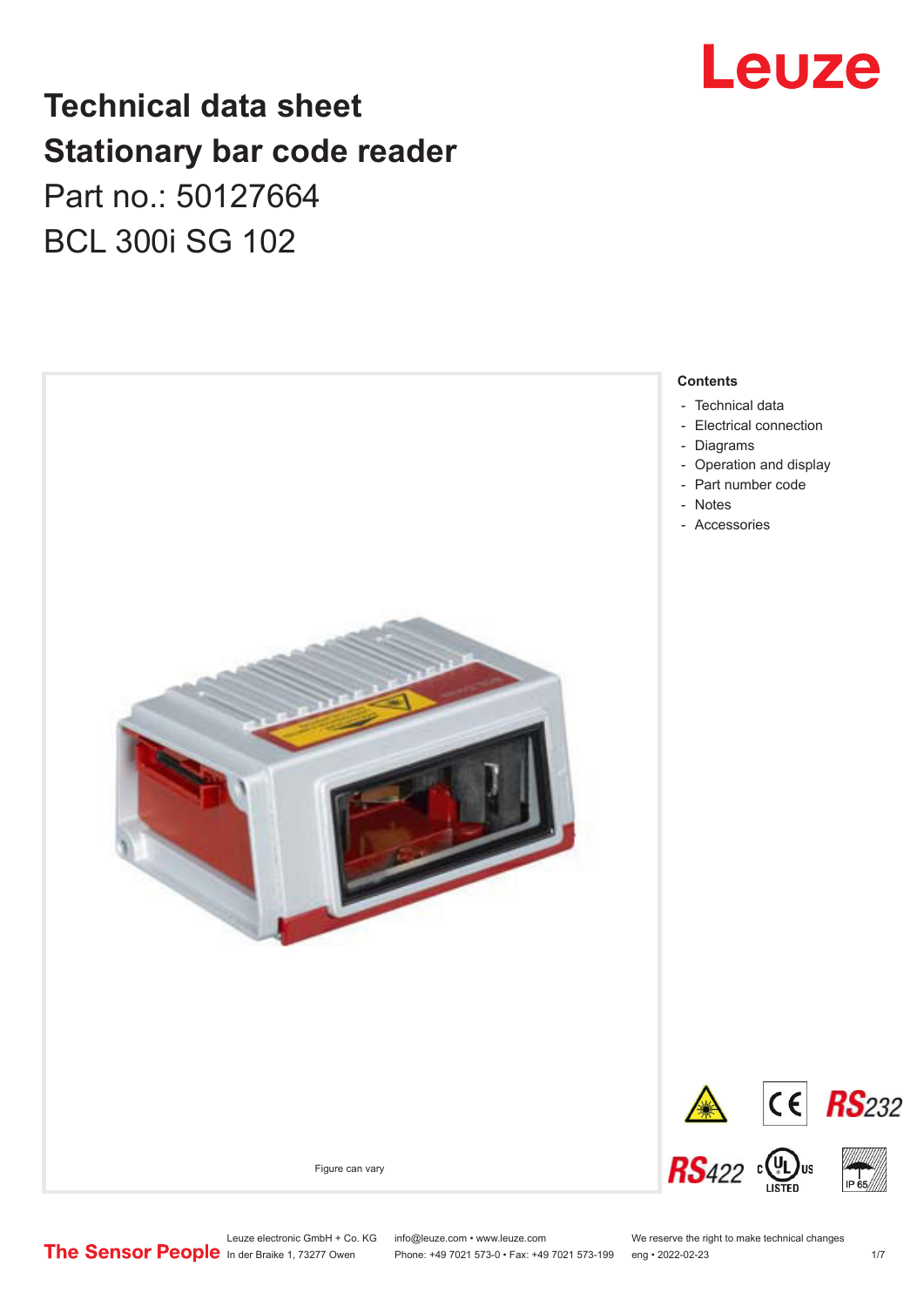# Technical data sheet
# Stationary bar code reader

Part no.: 50127664

BCL 300i SG 102

Figure can vary

**Contents**

- Technical data
- Electrical connection
- Diagrams
- Operation and display
- Part number code
- Notes
- Accessories

Leuze electronic GmbH + Co. KG
In der Braike 1, 73277 Owen

info@leuze.com • www.leuze.com
Phone: +49 7021 573-0 • Fax: +49 7021 573-199

We reserve the right to make technical changes
eng • 2022-02-23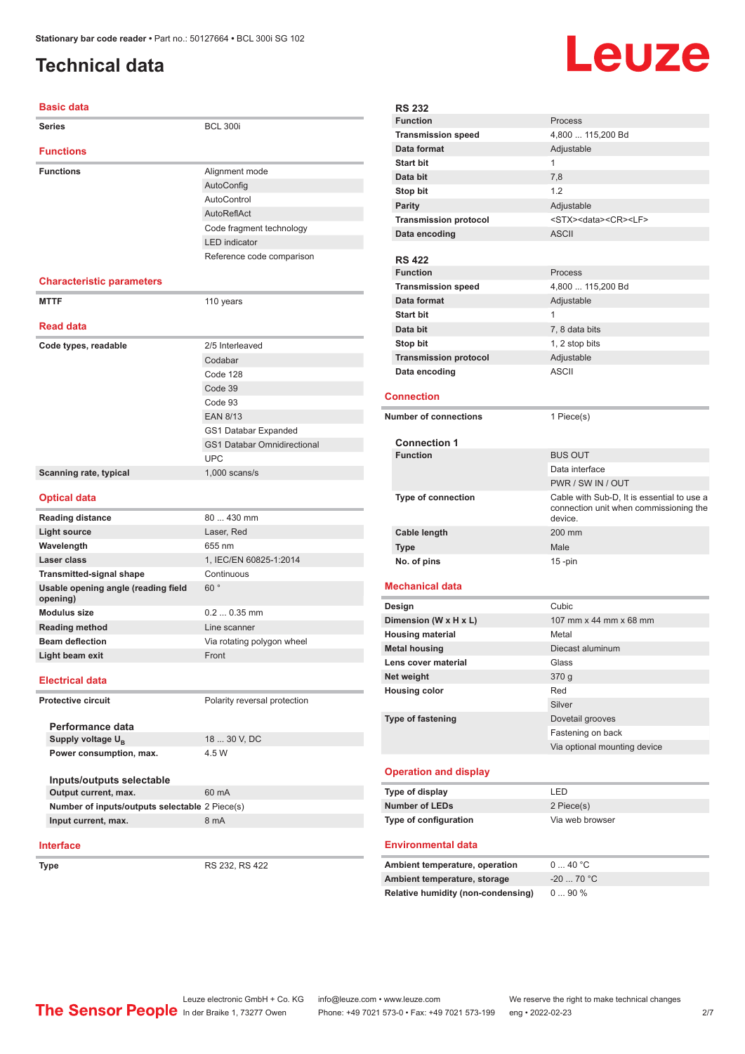# Technical data

## Basic data

| | |
|---|---|
| **Series** | BCL 300i |

## Functions

| | |
|---|---|
| **Functions** | Alignment mode |
| | AutoConfig |
| | AutoControl |
| | AutoReflAct |
| | Code fragment technology |
| | LED indicator |
| | Reference code comparison |

## Characteristic parameters

| | |
|---|---|
| **MTTF** | 110 years |

## Read data

| | |
|---|---|
| **Code types, readable** | 2/5 Interleaved |
| | Codabar |
| | Code 128 |
| | Code 39 |
| | Code 93 |
| | EAN 8/13 |
| | GS1 Databar Expanded |
| | GS1 Databar Omnidirectional |
| | UPC |
| **Scanning rate, typical** | 1,000 scans/s |

## Optical data

| | |
|---|---|
| **Reading distance** | 80 ... 430 mm |
| **Light source** | Laser, Red |
| **Wavelength** | 655 nm |
| **Laser class** | 1, IEC/EN 60825-1:2014 |
| **Transmitted-signal shape** | Continuous |
| **Usable opening angle (reading field opening)** | 60 ° |
| **Modulus size** | 0.2 ... 0.35 mm |
| **Reading method** | Line scanner |
| **Beam deflection** | Via rotating polygon wheel |
| **Light beam exit** | Front |

## Electrical data

| | |
|---|---|
| **Protective circuit** | Polarity reversal protection |

### Performance data

| | |
|---|---|
| **Supply voltage $U_B$** | 18 ... 30 V, DC |
| **Power consumption, max.** | 4.5 W |

### Inputs/outputs selectable

| | |
|---|---|
| **Output current, max.** | 60 mA |
| **Number of inputs/outputs selectable** | 2 Piece(s) |
| **Input current, max.** | 8 mA |

## Interface

| | |
|---|---|
| **Type** | RS 232, RS 422 |

### RS 232

| | |
|---|---|
| **Function** | Process |
| **Transmission speed** | 4,800 ... 115,200 Bd |
| **Data format** | Adjustable |
| **Start bit** | 1 |
| **Data bit** | 7,8 |
| **Stop bit** | 1.2 |
| **Parity** | Adjustable |
| **Transmission protocol** | <STX><data><CR><LF> |
| **Data encoding** | ASCII |

### RS 422

| | |
|---|---|
| **Function** | Process |
| **Transmission speed** | 4,800 ... 115,200 Bd |
| **Data format** | Adjustable |
| **Start bit** | 1 |
| **Data bit** | 7, 8 data bits |
| **Stop bit** | 1, 2 stop bits |
| **Transmission protocol** | Adjustable |
| **Data encoding** | ASCII |

## Connection

| | |
|---|---|
| **Number of connections** | 1 Piece(s) |

### Connection 1

| | |
|---|---|
| **Function** | BUS OUT |
| | Data interface |
| | PWR / SW IN / OUT |
| **Type of connection** | Cable with Sub-D, It is essential to use a connection unit when commissioning the device. |
| **Cable length** | 200 mm |
| **Type** | Male |
| **No. of pins** | 15 -pin |

## Mechanical data

| | |
|---|---|
| **Design** | Cubic |
| **Dimension (W x H x L)** | 107 mm x 44 mm x 68 mm |
| **Housing material** | Metal |
| **Metal housing** | Diecast aluminum |
| **Lens cover material** | Glass |
| **Net weight** | 370 g |
| **Housing color** | Red |
| | Silver |
| **Type of fastening** | Dovetail grooves |
| | Fastening on back |
| | Via optional mounting device |

## Operation and display

| | |
|---|---|
| **Type of display** | LED |
| **Number of LEDs** | 2 Piece(s) |
| **Type of configuration** | Via web browser |

## Environmental data

| | |
|---|---|
| **Ambient temperature, operation** | 0 ... 40 °C |
| **Ambient temperature, storage** | -20 ... 70 °C |
| **Relative humidity (non-condensing)** | 0 ... 90 % |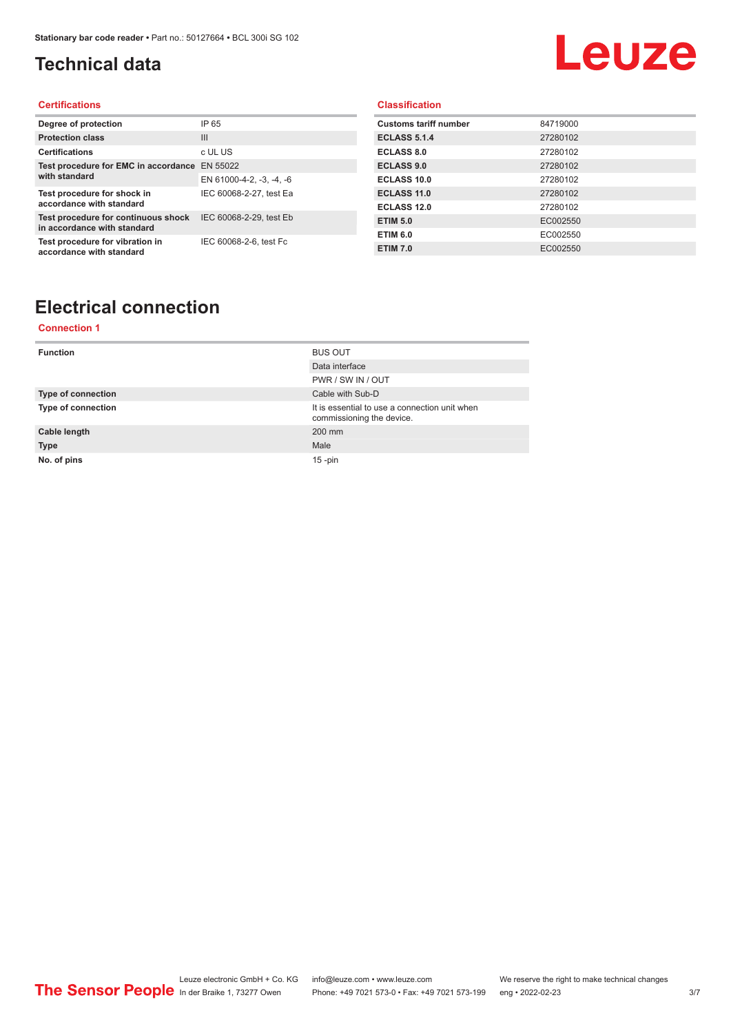## Technical data

### Certifications

| | |
|---|---|
| **Degree of protection** | IP 65 |
| **Protection class** | III |
| **Certifications** | c UL US |
| **Test procedure for EMC in accordance with standard** | EN 55022 |
| | EN 61000-4-2, -3, -4, -6 |
| **Test procedure for shock in accordance with standard** | IEC 60068-2-27, test Ea |
| **Test procedure for continuous shock in accordance with standard** | IEC 60068-2-29, test Eb |
| **Test procedure for vibration in accordance with standard** | IEC 60068-2-6, test Fc |

### Classification

| | |
|---|---|
| **Customs tariff number** | 84719000 |
| **ECLASS 5.1.4** | 27280102 |
| **ECLASS 8.0** | 27280102 |
| **ECLASS 9.0** | 27280102 |
| **ECLASS 10.0** | 27280102 |
| **ECLASS 11.0** | 27280102 |
| **ECLASS 12.0** | 27280102 |
| **ETIM 5.0** | EC002550 |
| **ETIM 6.0** | EC002550 |
| **ETIM 7.0** | EC002550 |

## Electrical connection

### Connection 1

| | |
|---|---|
| **Function** | BUS OUT |
| | Data interface |
| | PWR / SW IN / OUT |
| **Type of connection** | Cable with Sub-D |
| **Type of connection** | It is essential to use a connection unit when commissioning the device. |
| **Cable length** | 200 mm |
| **Type** | Male |
| **No. of pins** | 15 -pin |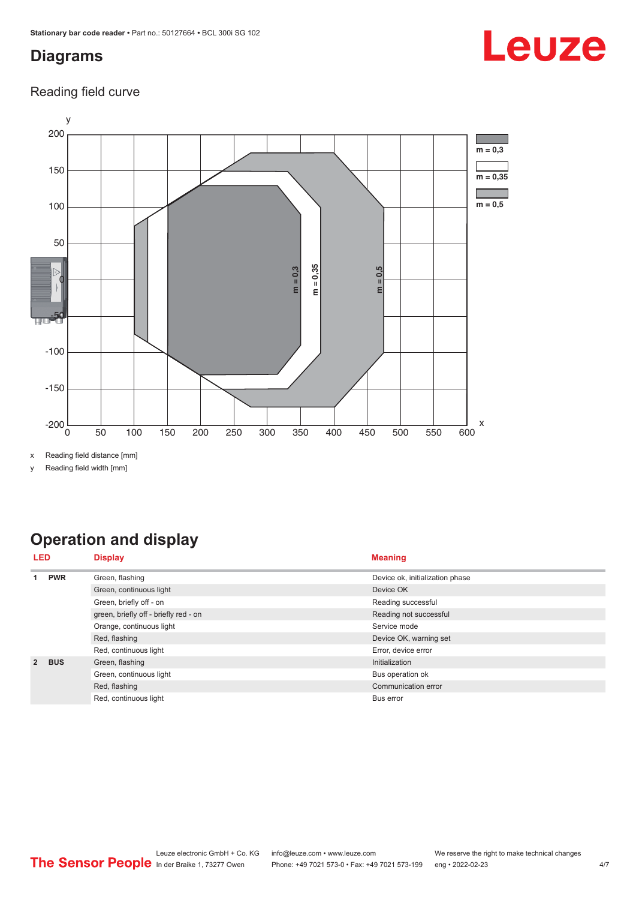## Diagrams

### Reading field curve

x Reading field distance [mm]

y Reading field width [mm]

## Operation and display

| LED | | Display | Meaning |
|---|---|---|---|
| 1 | PWR | Green, flashing | Device ok, initialization phase |
| | | Green, continuous light | Device OK |
| | | Green, briefly off - on | Reading successful |
| | | green, briefly off - briefly red - on | Reading not successful |
| | | Orange, continuous light | Service mode |
| | | Red, flashing | Device OK, warning set |
| | | Red, continuous light | Error, device error |
| 2 | BUS | Green, flashing | Initialization |
| | | Green, continuous light | Bus operation ok |
| | | Red, flashing | Communication error |
| | | Red, continuous light | Bus error |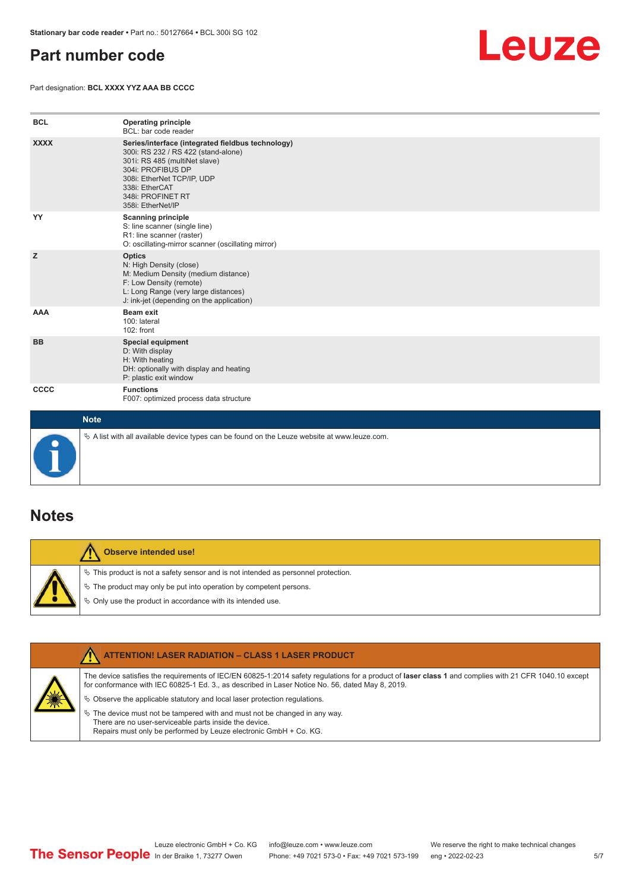## Part number code

Part designation: **BCL XXXX YYZ AAA BB CCCC**

| | |
|---|---|
| **BCL** | **Operating principle**<br>BCL: bar code reader |
| **XXXX** | **Series/interface (integrated fieldbus technology)**<br>300i: RS 232 / RS 422 (stand-alone)<br>301i: RS 485 (multiNet slave)<br>304i: PROFIBUS DP<br>308i: EtherNet TCP/IP, UDP<br>338i: EtherCAT<br>348i: PROFINET RT<br>358i: EtherNet/IP |
| **YY** | **Scanning principle**<br>S: line scanner (single line)<br>R1: line scanner (raster)<br>O: oscillating-mirror scanner (oscillating mirror) |
| **Z** | **Optics**<br>N: High Density (close)<br>M: Medium Density (medium distance)<br>F: Low Density (remote)<br>L: Long Range (very large distances)<br>J: ink-jet (depending on the application) |
| **AAA** | **Beam exit**<br>100: lateral<br>102: front |
| **BB** | **Special equipment**<br>D: With display<br>H: With heating<br>DH: optionally with display and heating<br>P: plastic exit window |
| **CCCC** | **Functions**<br>F007: optimized process data structure |

**Note**

- A list with all available device types can be found on the Leuze website at www.leuze.com.

## Notes

**Observe intended use!**

- This product is not a safety sensor and is not intended as personnel protection.
- The product may only be put into operation by competent persons.
- Only use the product in accordance with its intended use.

**ATTENTION! LASER RADIATION – CLASS 1 LASER PRODUCT**

The device satisfies the requirements of IEC/EN 60825-1:2014 safety regulations for a product of **laser class 1** and complies with 21 CFR 1040.10 except for conformance with IEC 60825-1 Ed. 3., as described in Laser Notice No. 56, dated May 8, 2019.

- Observe the applicable statutory and local laser protection regulations.
- The device must not be tampered with and must not be changed in any way.
  There are no user-serviceable parts inside the device.
  Repairs must only be performed by Leuze electronic GmbH + Co. KG.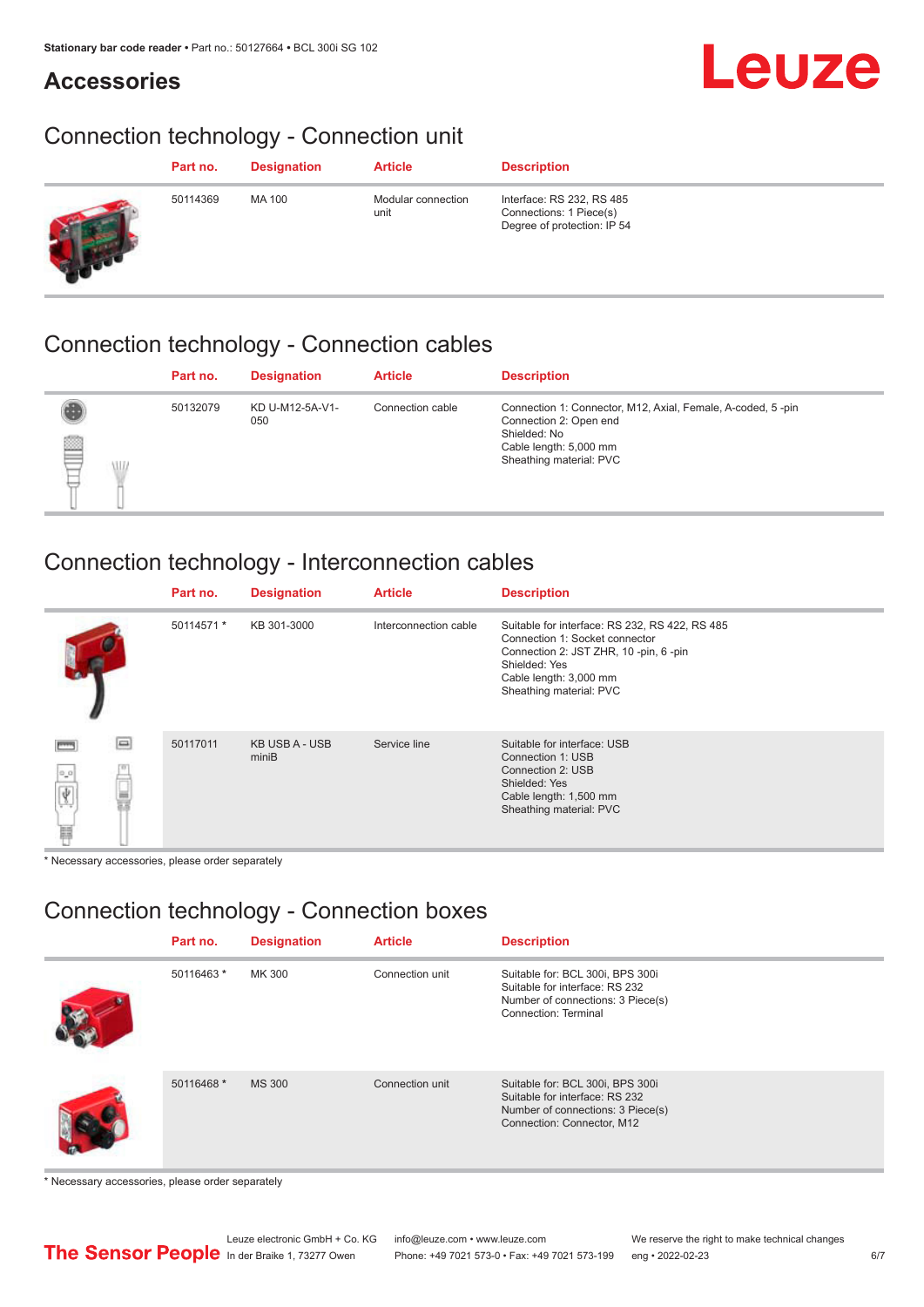## Accessories

### Connection technology - Connection unit

| Part no. | Designation | Article | Description |
|---|---|---|---|
| 50114369 | MA 100 | Modular connection unit | Interface: RS 232, RS 485<br>Connections: 1 Piece(s)<br>Degree of protection: IP 54 |

### Connection technology - Connection cables

| Part no. | Designation | Article | Description |
|---|---|---|---|
| 50132079 | KD U-M12-5A-V1-050 | Connection cable | Connection 1: Connector, M12, Axial, Female, A-coded, 5 -pin<br>Connection 2: Open end<br>Shielded: No<br>Cable length: 5,000 mm<br>Sheathing material: PVC |

### Connection technology - Interconnection cables

| Part no. | Designation | Article | Description |
|---|---|---|---|
| 50114571 * | KB 301-3000 | Interconnection cable | Suitable for interface: RS 232, RS 422, RS 485<br>Connection 1: Socket connector<br>Connection 2: JST ZHR, 10 -pin, 6 -pin<br>Shielded: Yes<br>Cable length: 3,000 mm<br>Sheathing material: PVC |
| 50117011 | KB USB A - USB miniB | Service line | Suitable for interface: USB<br>Connection 1: USB<br>Connection 2: USB<br>Shielded: Yes<br>Cable length: 1,500 mm<br>Sheathing material: PVC |

* Necessary accessories, please order separately

### Connection technology - Connection boxes

| Part no. | Designation | Article | Description |
|---|---|---|---|
| 50116463 * | MK 300 | Connection unit | Suitable for: BCL 300i, BPS 300i<br>Suitable for interface: RS 232<br>Number of connections: 3 Piece(s)<br>Connection: Terminal |
| 50116468 * | MS 300 | Connection unit | Suitable for: BCL 300i, BPS 300i<br>Suitable for interface: RS 232<br>Number of connections: 3 Piece(s)<br>Connection: Connector, M12 |

* Necessary accessories, please order separately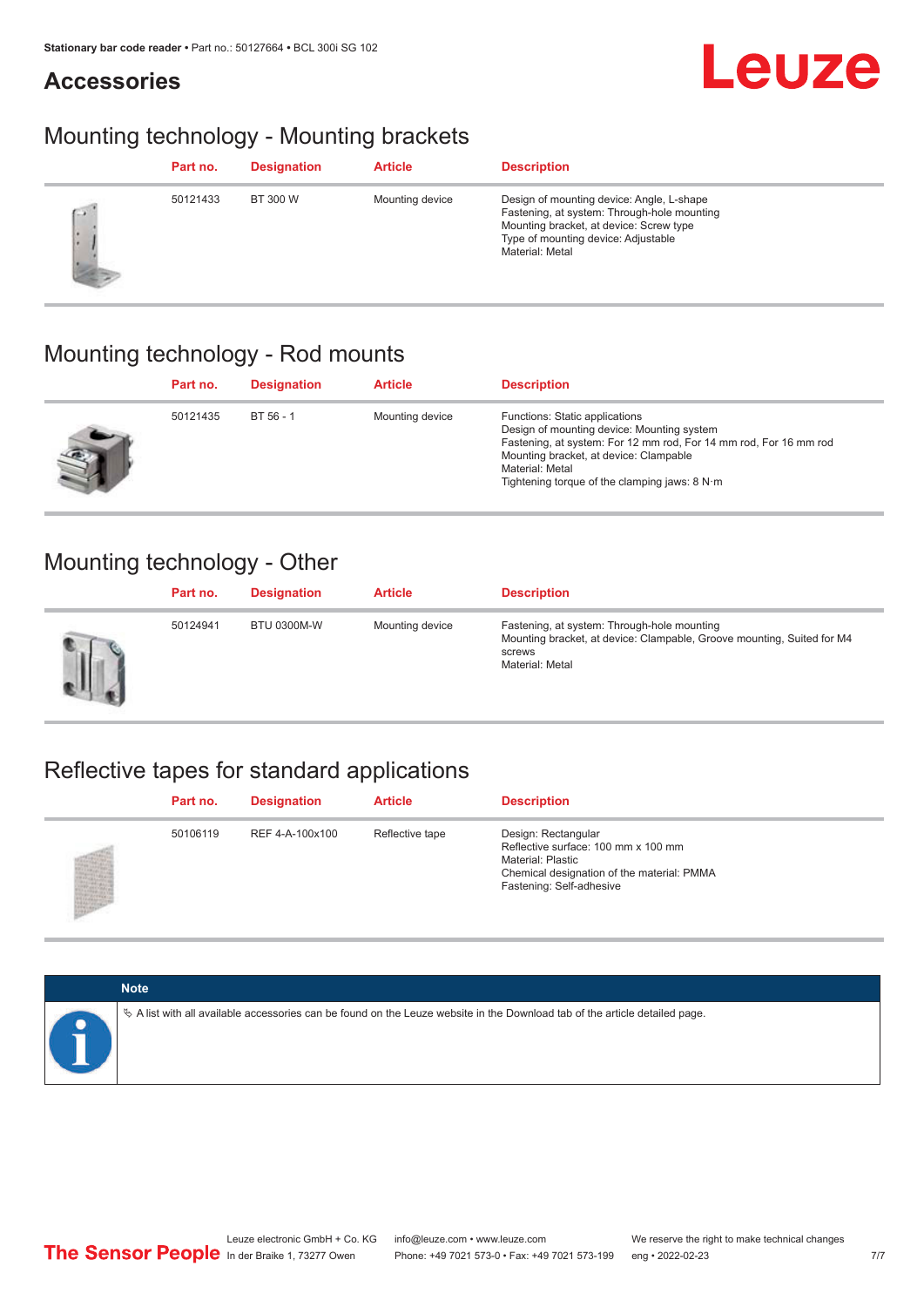## Accessories

### Mounting technology - Mounting brackets

| | Part no. | Designation | Article | Description |
|---|---|---|---|---|
| | 50121433 | BT 300 W | Mounting device | Design of mounting device: Angle, L-shape<br>Fastening, at system: Through-hole mounting<br>Mounting bracket, at device: Screw type<br>Type of mounting device: Adjustable<br>Material: Metal |

### Mounting technology - Rod mounts

| | Part no. | Designation | Article | Description |
|---|---|---|---|---|
| | 50121435 | BT 56 - 1 | Mounting device | Functions: Static applications<br>Design of mounting device: Mounting system<br>Fastening, at system: For 12 mm rod, For 14 mm rod, For 16 mm rod<br>Mounting bracket, at device: Clampable<br>Material: Metal<br>Tightening torque of the clamping jaws: 8 N·m |

### Mounting technology - Other

| | Part no. | Designation | Article | Description |
|---|---|---|---|---|
| | 50124941 | BTU 0300M-W | Mounting device | Fastening, at system: Through-hole mounting<br>Mounting bracket, at device: Clampable, Groove mounting, Suited for M4 screws<br>Material: Metal |

### Reflective tapes for standard applications

| | Part no. | Designation | Article | Description |
|---|---|---|---|---|
| | 50106119 | REF 4-A-100x100 | Reflective tape | Design: Rectangular<br>Reflective surface: 100 mm x 100 mm<br>Material: Plastic<br>Chemical designation of the material: PMMA<br>Fastening: Self-adhesive |

**Note**

↳ A list with all available accessories can be found on the Leuze website in the Download tab of the article detailed page.